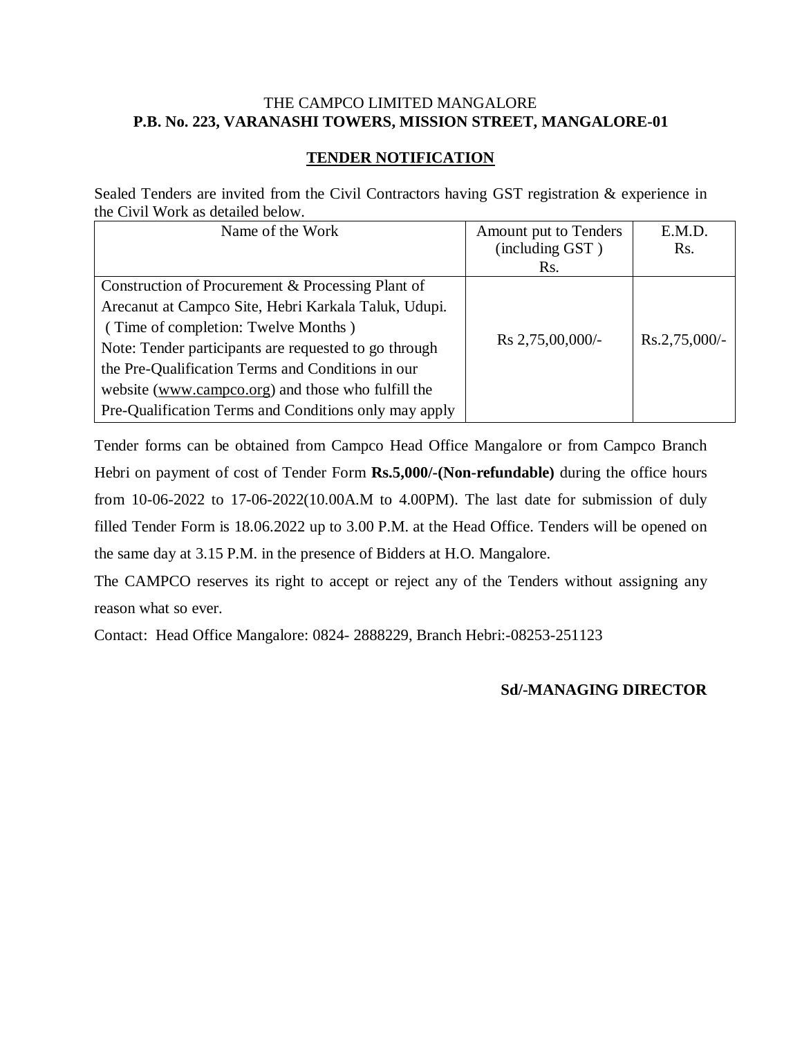THE CAMPCO LIMITED MANGALORE

**P.B. No. 223, VARANASHI TOWERS, MISSION STREET, MANGALORE-01**

## TENDER NOTIFICATION

Sealed Tenders are invited from the Civil Contractors having GST registration & experience in the Civil Work as detailed below.

| Name of the Work | Amount put to Tenders (including GST) Rs. | E.M.D. Rs. |
|---|---|---|
| Construction of Procurement & Processing Plant of Arecanut at Campco Site, Hebri Karkala Taluk, Udupi. (Time of completion: Twelve Months) Note: Tender participants are requested to go through the Pre-Qualification Terms and Conditions in our website (www.campco.org) and those who fulfill the Pre-Qualification Terms and Conditions only may apply | Rs 2,75,00,000/- | Rs.2,75,000/- |

Tender forms can be obtained from Campco Head Office Mangalore or from Campco Branch Hebri on payment of cost of Tender Form **Rs.5,000/-(Non-refundable)** during the office hours from 10-06-2022 to 17-06-2022(10.00A.M to 4.00PM). The last date for submission of duly filled Tender Form is 18.06.2022 up to 3.00 P.M. at the Head Office. Tenders will be opened on the same day at 3.15 P.M. in the presence of Bidders at H.O. Mangalore.

The CAMPCO reserves its right to accept or reject any of the Tenders without assigning any reason what so ever.

Contact: Head Office Mangalore: 0824- 2888229, Branch Hebri:-08253-251123

**Sd/-MANAGING DIRECTOR**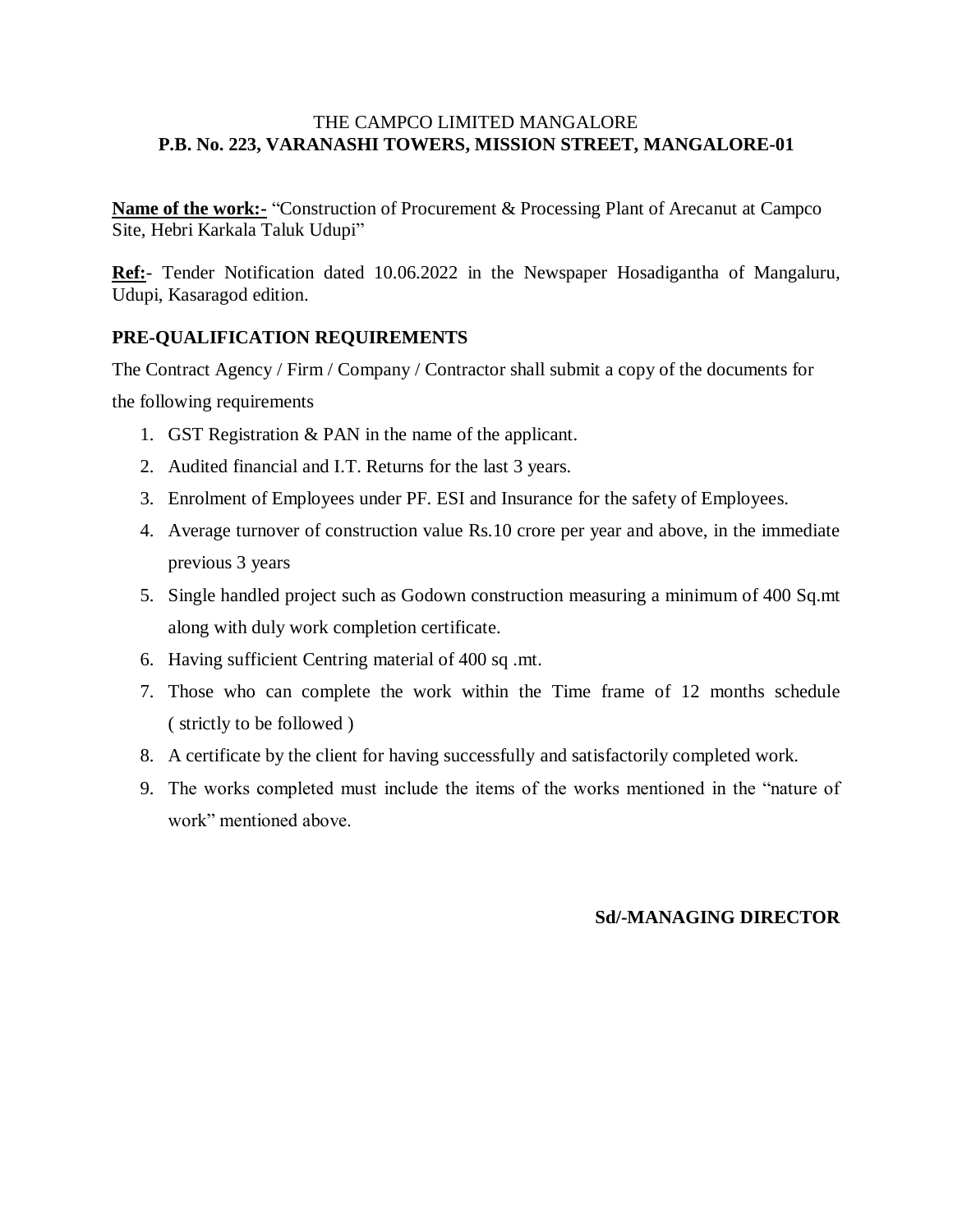THE CAMPCO LIMITED MANGALORE

**P.B. No. 223, VARANASHI TOWERS, MISSION STREET, MANGALORE-01**

**Name of the work:-** "Construction of Procurement & Processing Plant of Arecanut at Campco Site, Hebri Karkala Taluk Udupi"

**Ref:-** Tender Notification dated 10.06.2022 in the Newspaper Hosadigantha of Mangaluru, Udupi, Kasaragod edition.

**PRE-QUALIFICATION REQUIREMENTS**

The Contract Agency / Firm / Company / Contractor shall submit a copy of the documents for the following requirements

1. GST Registration & PAN in the name of the applicant.
2. Audited financial and I.T. Returns for the last 3 years.
3. Enrolment of Employees under PF. ESI and Insurance for the safety of Employees.
4. Average turnover of construction value Rs.10 crore per year and above, in the immediate previous 3 years
5. Single handled project such as Godown construction measuring a minimum of 400 Sq.mt along with duly work completion certificate.
6. Having sufficient Centring material of 400 sq .mt.
7. Those who can complete the work within the Time frame of 12 months schedule ( strictly to be followed )
8. A certificate by the client for having successfully and satisfactorily completed work.
9. The works completed must include the items of the works mentioned in the "nature of work" mentioned above.

**Sd/-MANAGING DIRECTOR**